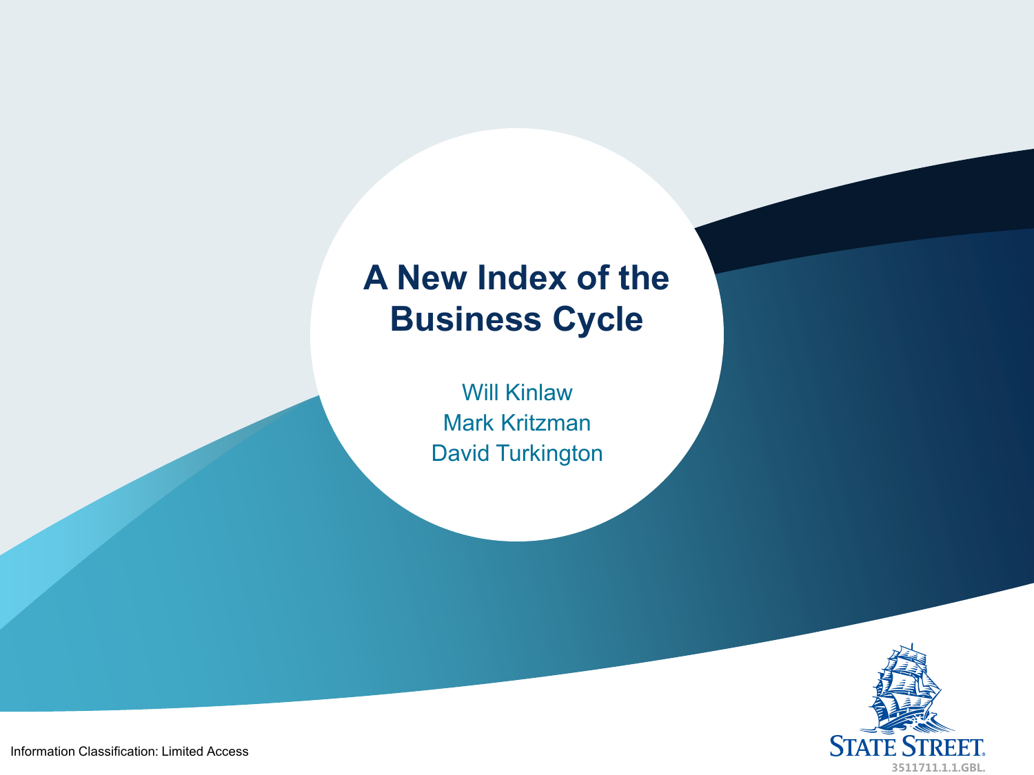# A New Index of the Business Cycle

Will Kinlaw
Mark Kritzman
David Turkington

Information Classification: Limited Access

STATE STREET.
3511711.1.1.GBL.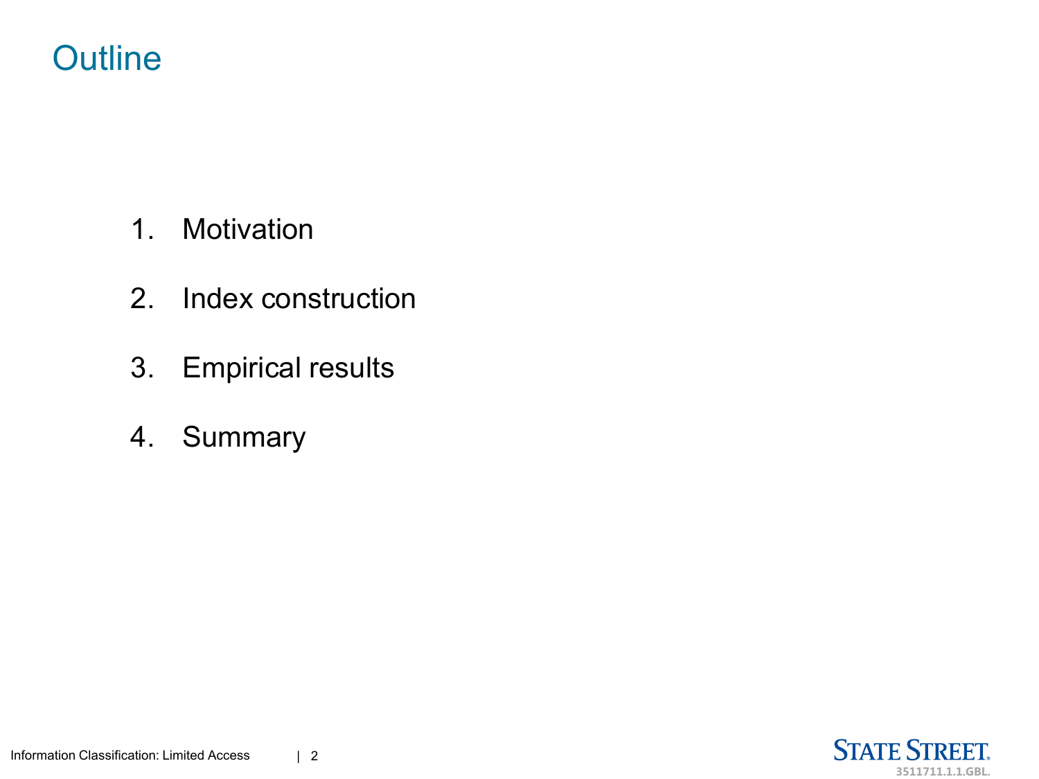# Outline

1. Motivation
2. Index construction
3. Empirical results
4. Summary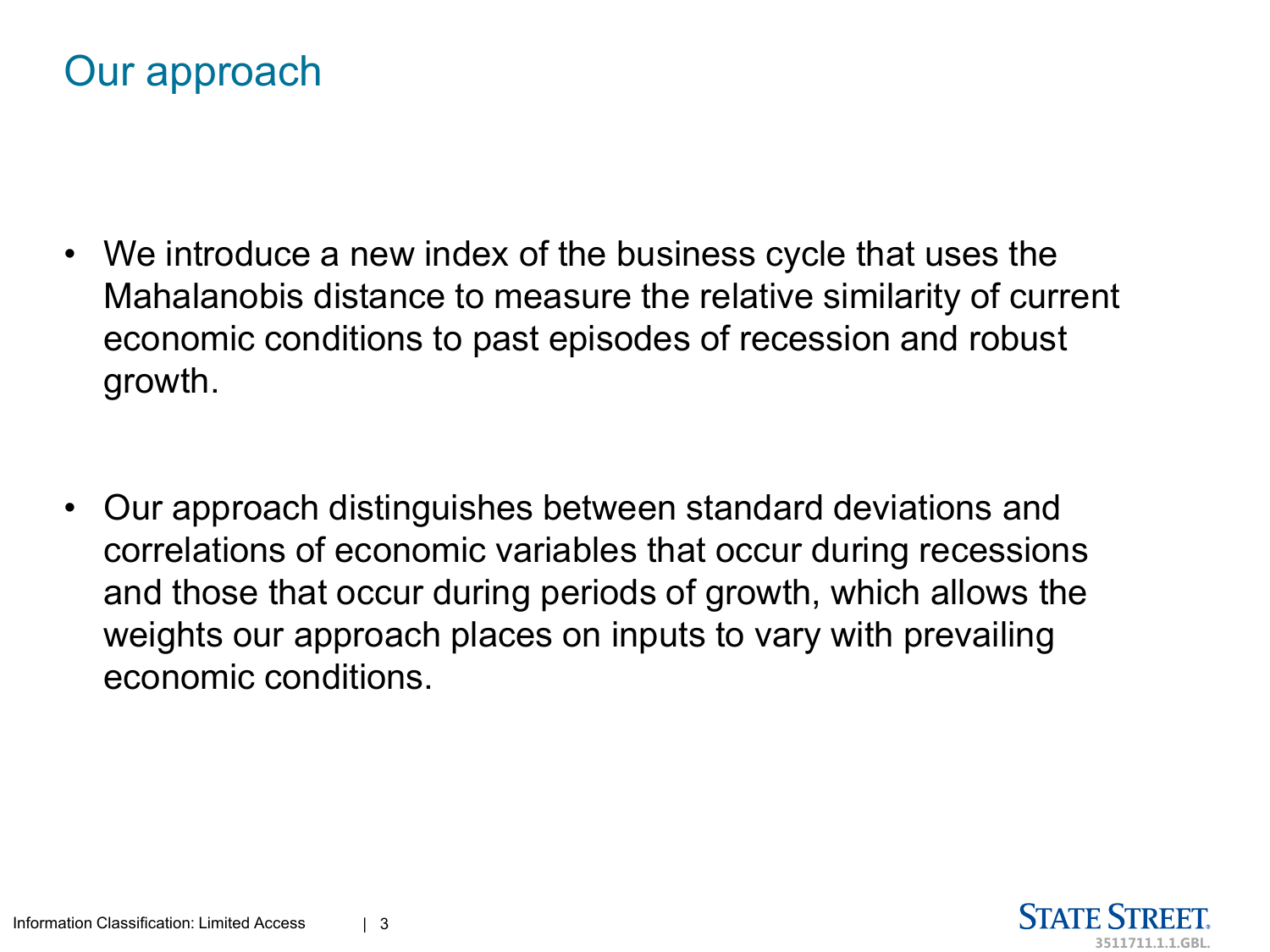# Our approach

- We introduce a new index of the business cycle that uses the Mahalanobis distance to measure the relative similarity of current economic conditions to past episodes of recession and robust growth.

- Our approach distinguishes between standard deviations and correlations of economic variables that occur during recessions and those that occur during periods of growth, which allows the weights our approach places on inputs to vary with prevailing economic conditions.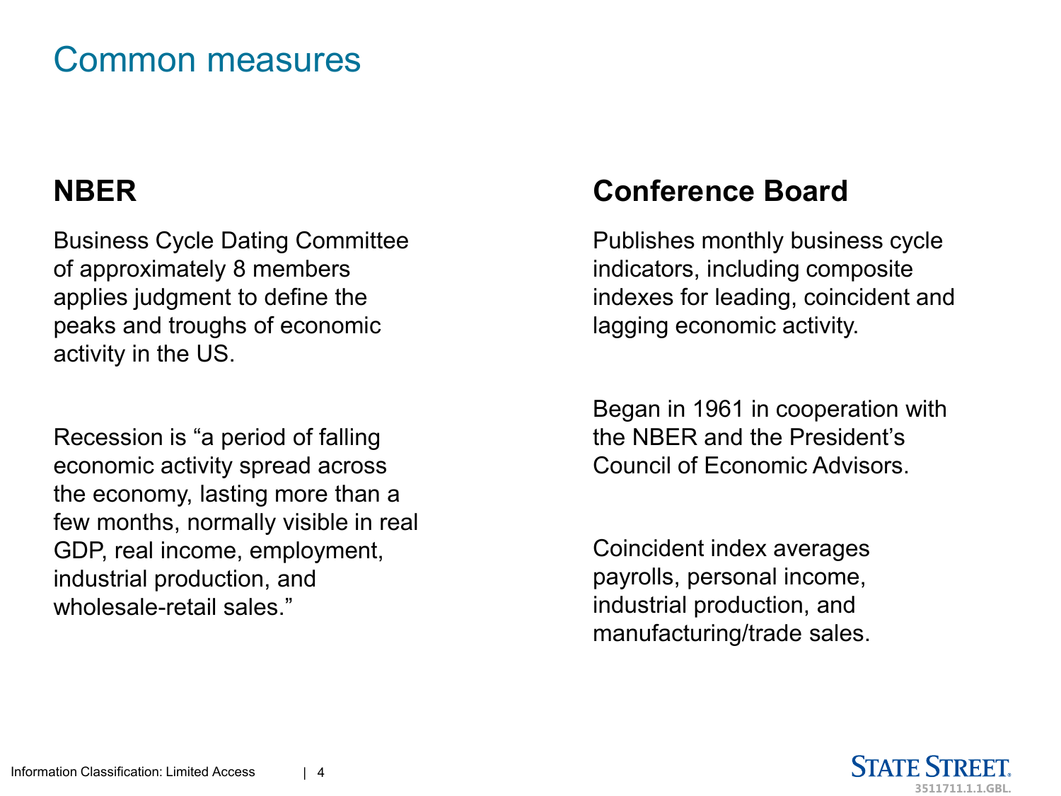# Common measures

## NBER

Business Cycle Dating Committee of approximately 8 members applies judgment to define the peaks and troughs of economic activity in the US.

Recession is "a period of falling economic activity spread across the economy, lasting more than a few months, normally visible in real GDP, real income, employment, industrial production, and wholesale-retail sales."

## Conference Board

Publishes monthly business cycle indicators, including composite indexes for leading, coincident and lagging economic activity.

Began in 1961 in cooperation with the NBER and the President's Council of Economic Advisors.

Coincident index averages payrolls, personal income, industrial production, and manufacturing/trade sales.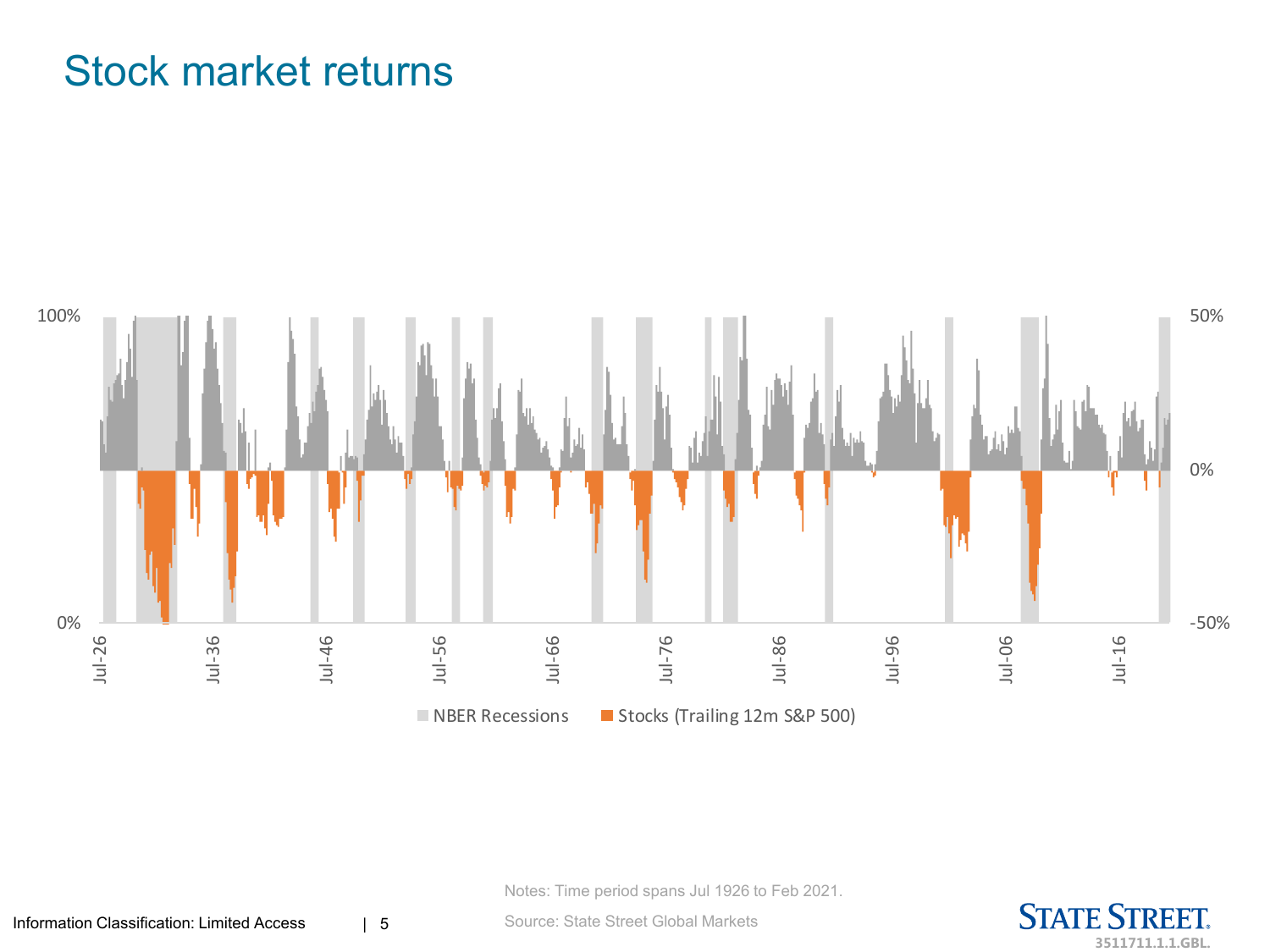# Stock market returns

100%

0%

50%

0%

-50%

Jul-26 Jul-36 Jul-46 Jul-56 Jul-66 Jul-76 Jul-86 Jul-96 Jul-06 Jul-16

NBER Recessions    Stocks (Trailing 12m S&P 500)

Notes: Time period spans Jul 1926 to Feb 2021.

Source: State Street Global Markets

Information Classification: Limited Access

3511711.1.1.GBL.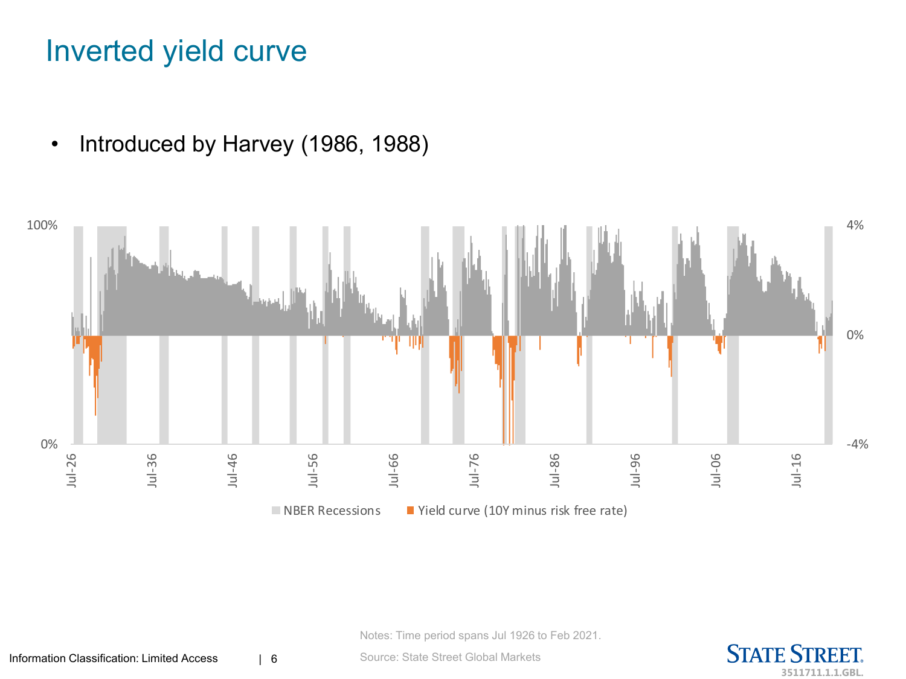# Inverted yield curve

- Introduced by Harvey (1986, 1988)

Notes: Time period spans Jul 1926 to Feb 2021.

Source: State Street Global Markets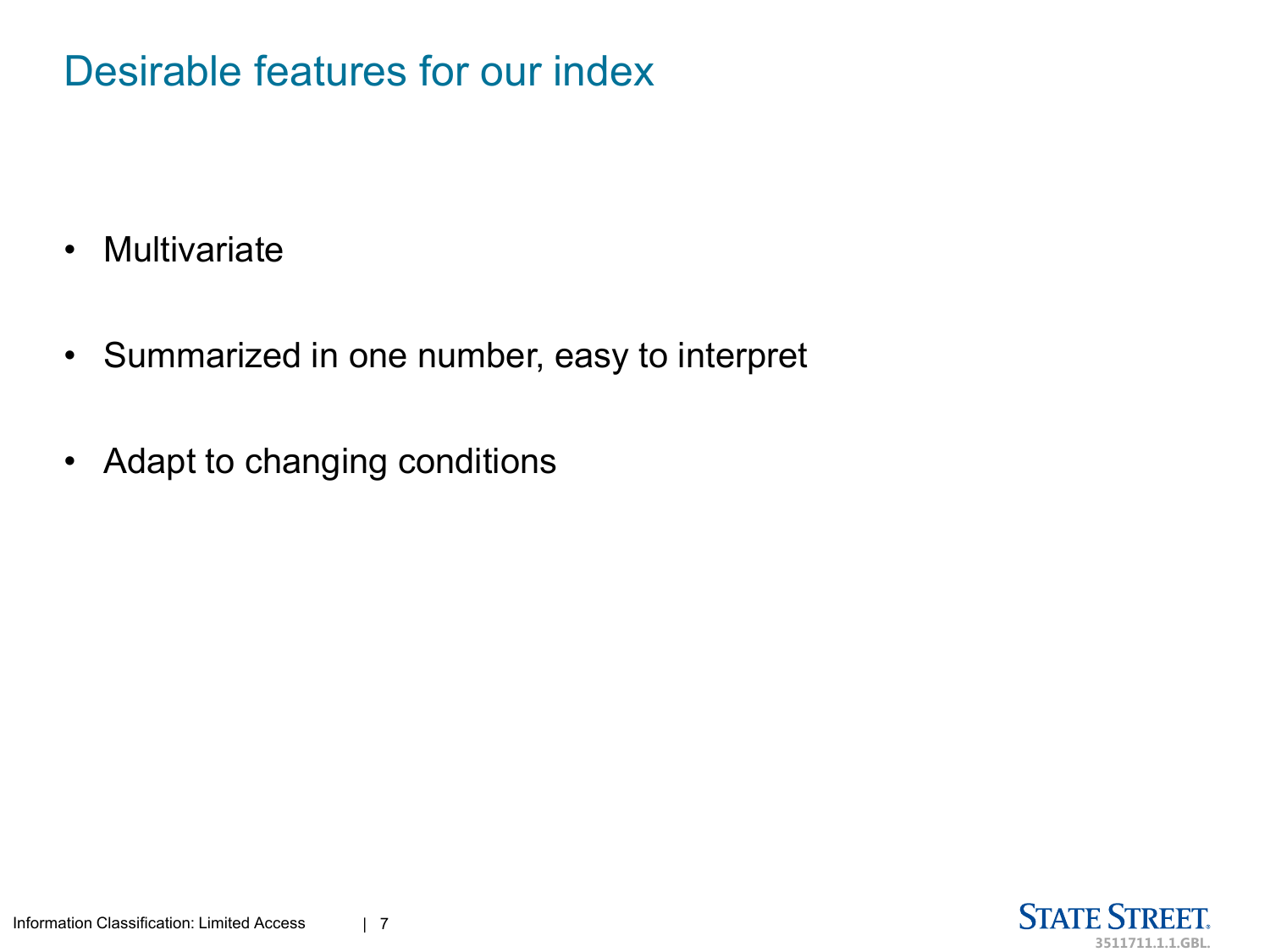# Desirable features for our index

- Multivariate
- Summarized in one number, easy to interpret
- Adapt to changing conditions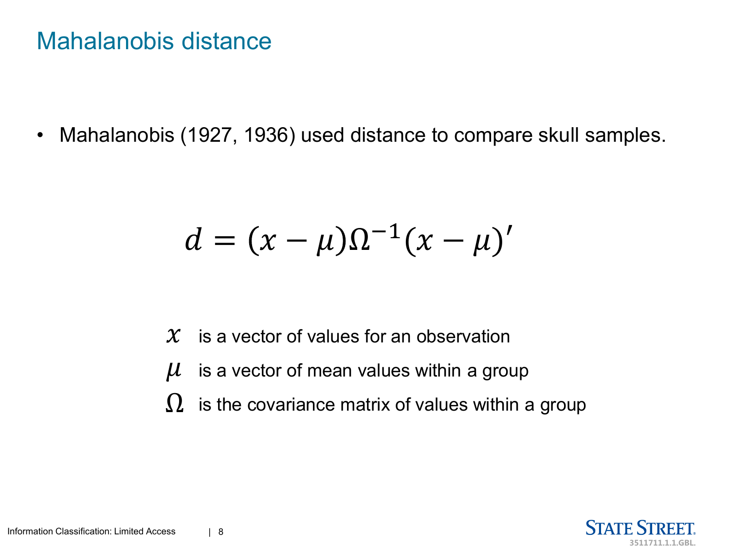# Mahalanobis distance

- Mahalanobis (1927, 1936) used distance to compare skull samples.

$$d = (x - \mu)\Omega^{-1}(x - \mu)'$$

$x$ is a vector of values for an observation

$\mu$ is a vector of mean values within a group

$\Omega$ is the covariance matrix of values within a group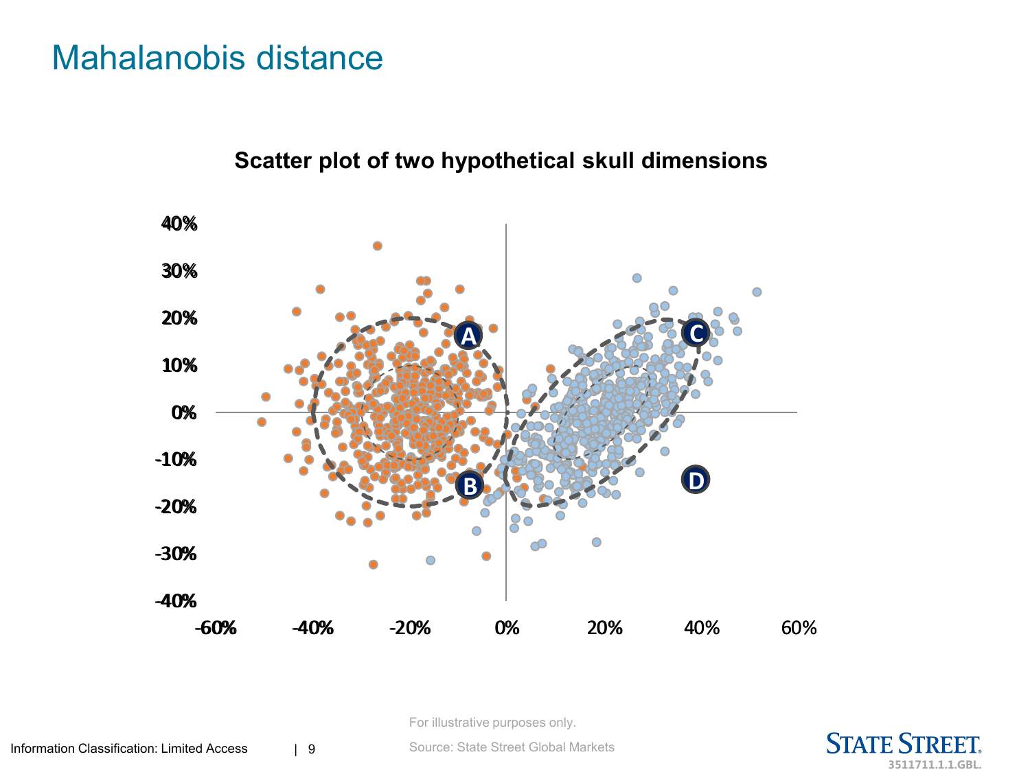# Mahalanobis distance

**Scatter plot of two hypothetical skull dimensions**

For illustrative purposes only.

Source: State Street Global Markets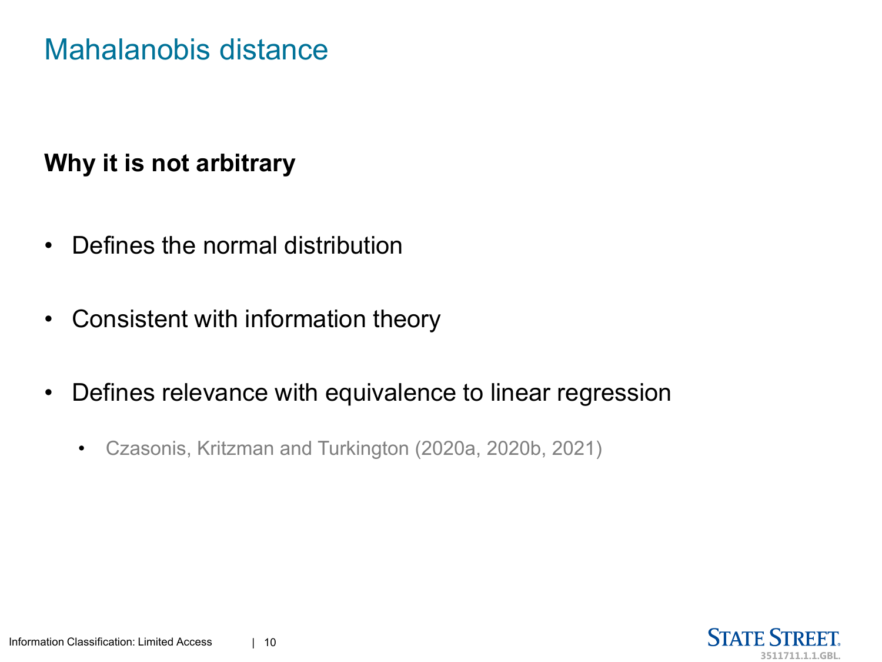# Mahalanobis distance

**Why it is not arbitrary**

- Defines the normal distribution
- Consistent with information theory
- Defines relevance with equivalence to linear regression
  - Czasonis, Kritzman and Turkington (2020a, 2020b, 2021)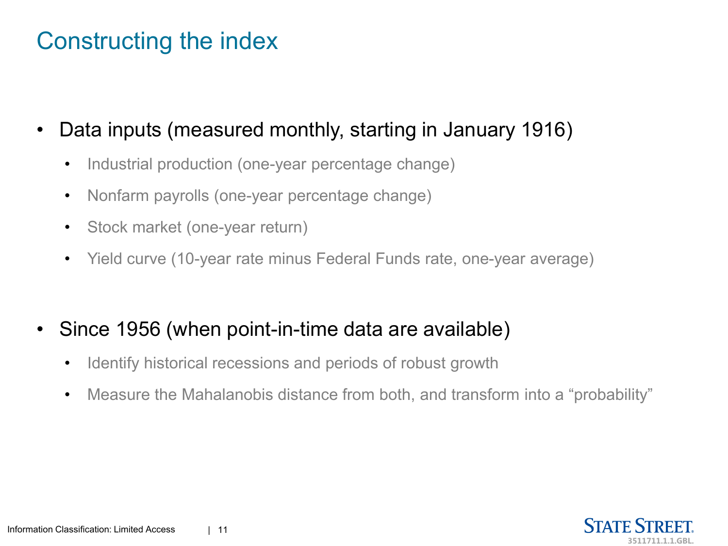# Constructing the index

- Data inputs (measured monthly, starting in January 1916)
  - Industrial production (one-year percentage change)
  - Nonfarm payrolls (one-year percentage change)
  - Stock market (one-year return)
  - Yield curve (10-year rate minus Federal Funds rate, one-year average)

- Since 1956 (when point-in-time data are available)
  - Identify historical recessions and periods of robust growth
  - Measure the Mahalanobis distance from both, and transform into a “probability”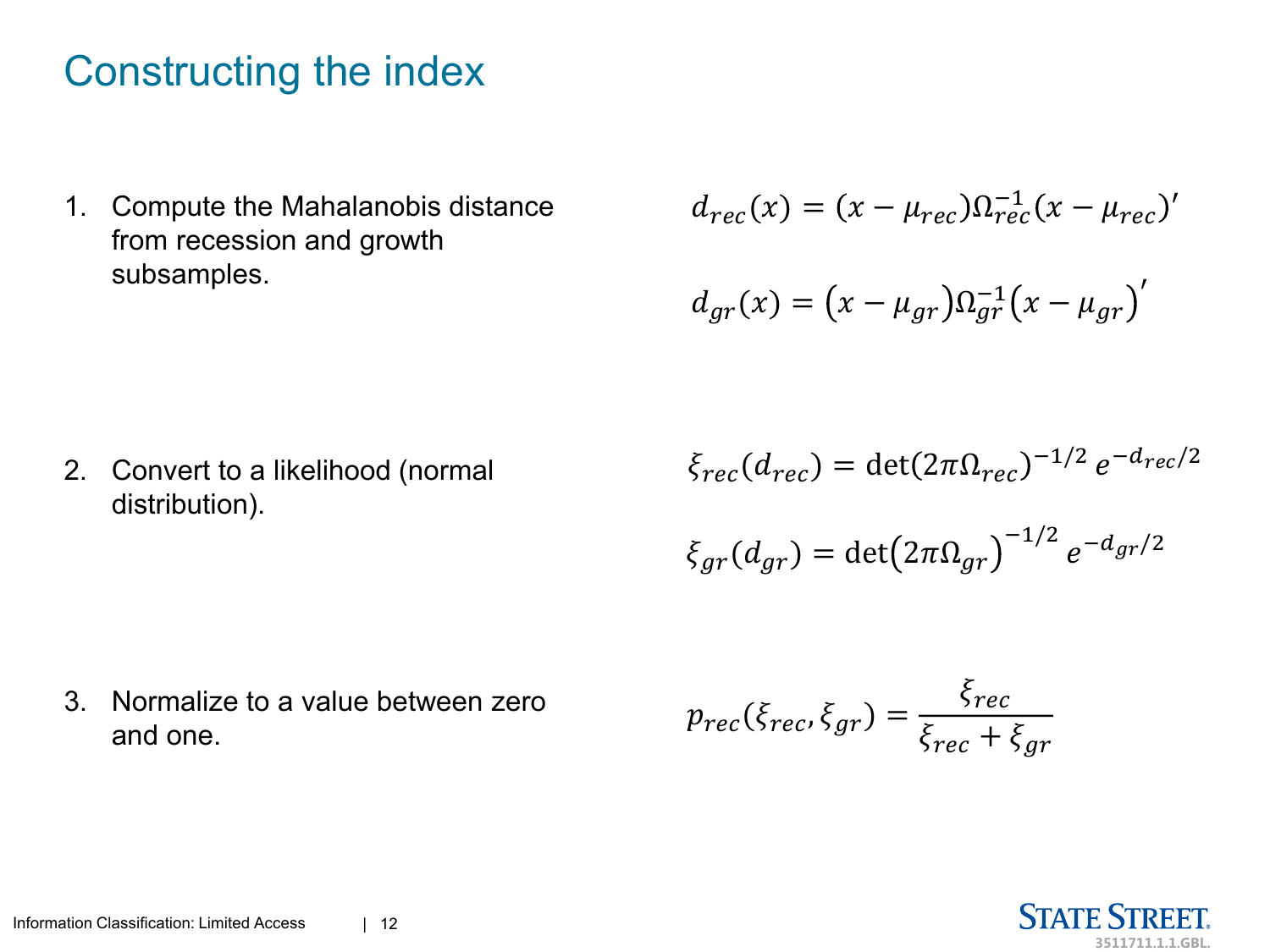# Constructing the index

1. Compute the Mahalanobis distance from recession and growth subsamples.

$$d_{rec}(x) = (x - \mu_{rec})\Omega_{rec}^{-1}(x - \mu_{rec})'$$

$$d_{gr}(x) = \left(x - \mu_{gr}\right)\Omega_{gr}^{-1}\left(x - \mu_{gr}\right)'$$

2. Convert to a likelihood (normal distribution).

$$\xi_{rec}(d_{rec}) = \det(2\pi\Omega_{rec})^{-1/2}\, e^{-d_{rec}/2}$$

$$\xi_{gr}(d_{gr}) = \det\left(2\pi\Omega_{gr}\right)^{-1/2}\, e^{-d_{gr}/2}$$

3. Normalize to a value between zero and one.

$$p_{rec}(\xi_{rec}, \xi_{gr}) = \frac{\xi_{rec}}{\xi_{rec} + \xi_{gr}}$$

Information Classification: Limited Access

STATE STREET

3511711.1.1.GBL.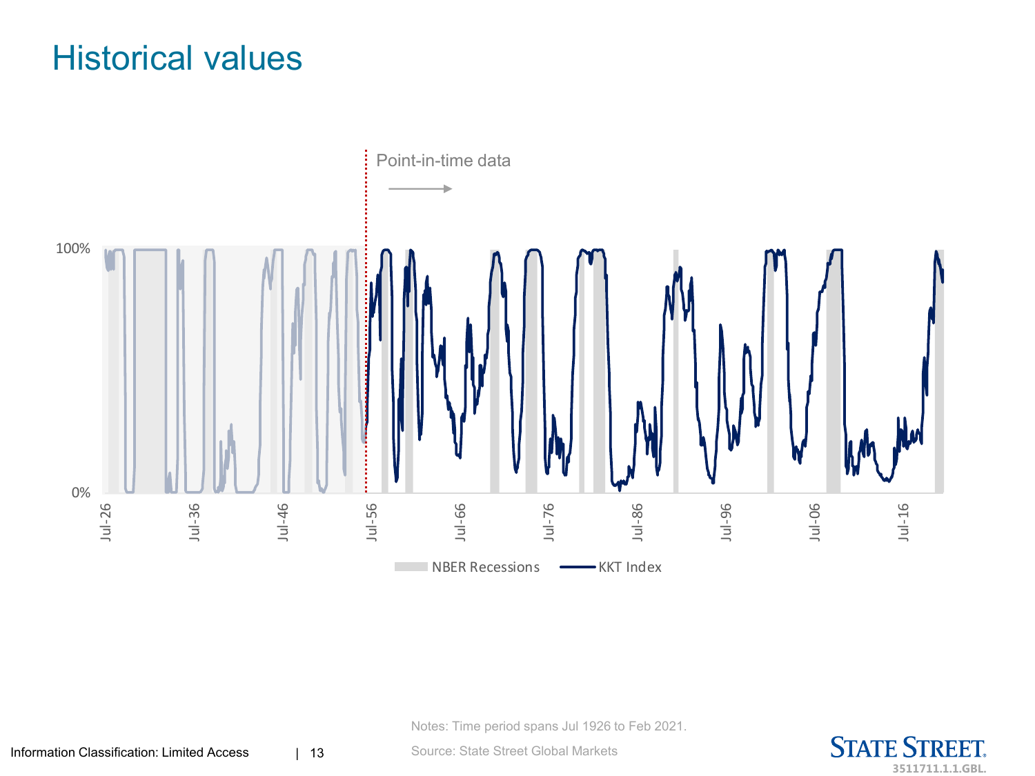# Historical values

Point-in-time data →

100%

0%

Jul-26 Jul-36 Jul-46 Jul-56 Jul-66 Jul-76 Jul-86 Jul-96 Jul-06 Jul-16

NBER Recessions — KKT Index

Notes: Time period spans Jul 1926 to Feb 2021.

Source: State Street Global Markets

Information Classification: Limited Access

3511711.1.1.GBL.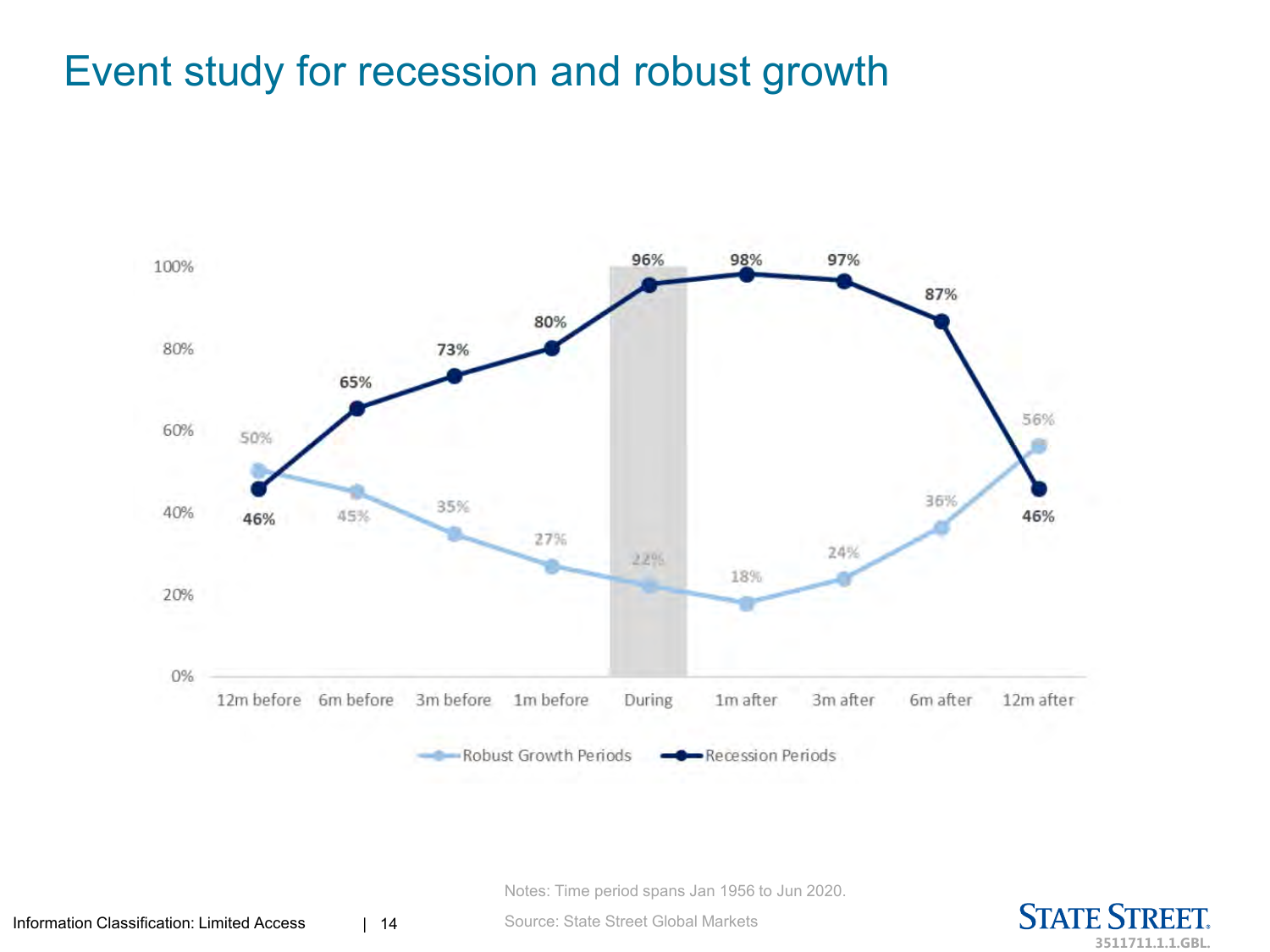# Event study for recession and robust growth

| | 12m before | 6m before | 3m before | 1m before | During | 1m after | 3m after | 6m after | 12m after |
|---|---|---|---|---|---|---|---|---|---|
| Robust Growth Periods | 50% | 45% | 35% | 27% | 22% | 18% | 24% | 36% | 56% |
| Recession Periods | 46% | 65% | 73% | 80% | 96% | 98% | 97% | 87% | 46% |

Notes: Time period spans Jan 1956 to Jun 2020.

Source: State Street Global Markets

Information Classification: Limited Access

3511711.1.1.GBL.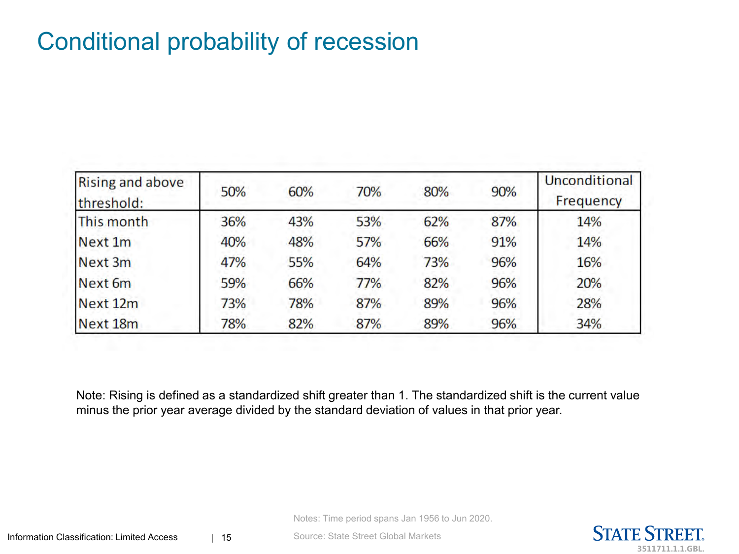# Conditional probability of recession

| Rising and above threshold: | 50% | 60% | 70% | 80% | 90% | Unconditional Frequency |
|---|---|---|---|---|---|---|
| This month | 36% | 43% | 53% | 62% | 87% | 14% |
| Next 1m | 40% | 48% | 57% | 66% | 91% | 14% |
| Next 3m | 47% | 55% | 64% | 73% | 96% | 16% |
| Next 6m | 59% | 66% | 77% | 82% | 96% | 20% |
| Next 12m | 73% | 78% | 87% | 89% | 96% | 28% |
| Next 18m | 78% | 82% | 87% | 89% | 96% | 34% |

Note: Rising is defined as a standardized shift greater than 1. The standardized shift is the current value minus the prior year average divided by the standard deviation of values in that prior year.

Notes: Time period spans Jan 1956 to Jun 2020.

Source: State Street Global Markets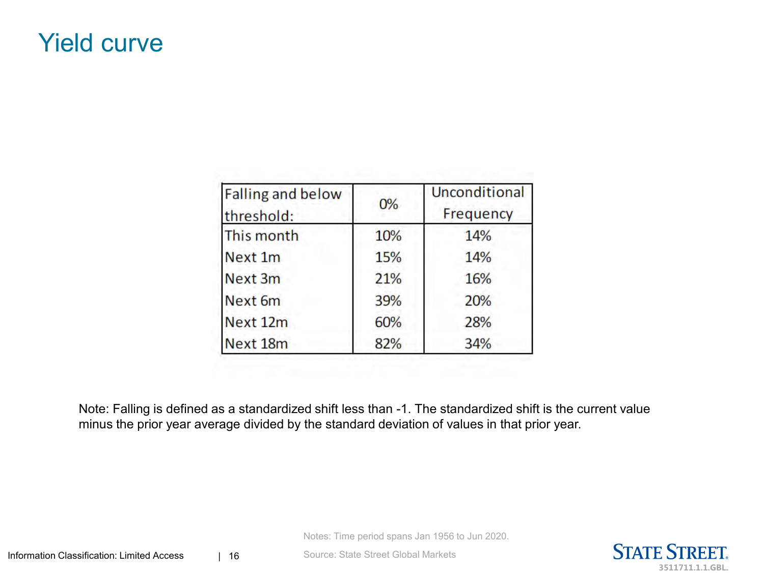# Yield curve

| Falling and below threshold: | 0% | Unconditional Frequency |
|---|---|---|
| This month | 10% | 14% |
| Next 1m | 15% | 14% |
| Next 3m | 21% | 16% |
| Next 6m | 39% | 20% |
| Next 12m | 60% | 28% |
| Next 18m | 82% | 34% |

Note: Falling is defined as a standardized shift less than -1. The standardized shift is the current value minus the prior year average divided by the standard deviation of values in that prior year.

Notes: Time period spans Jan 1956 to Jun 2020.

Source: State Street Global Markets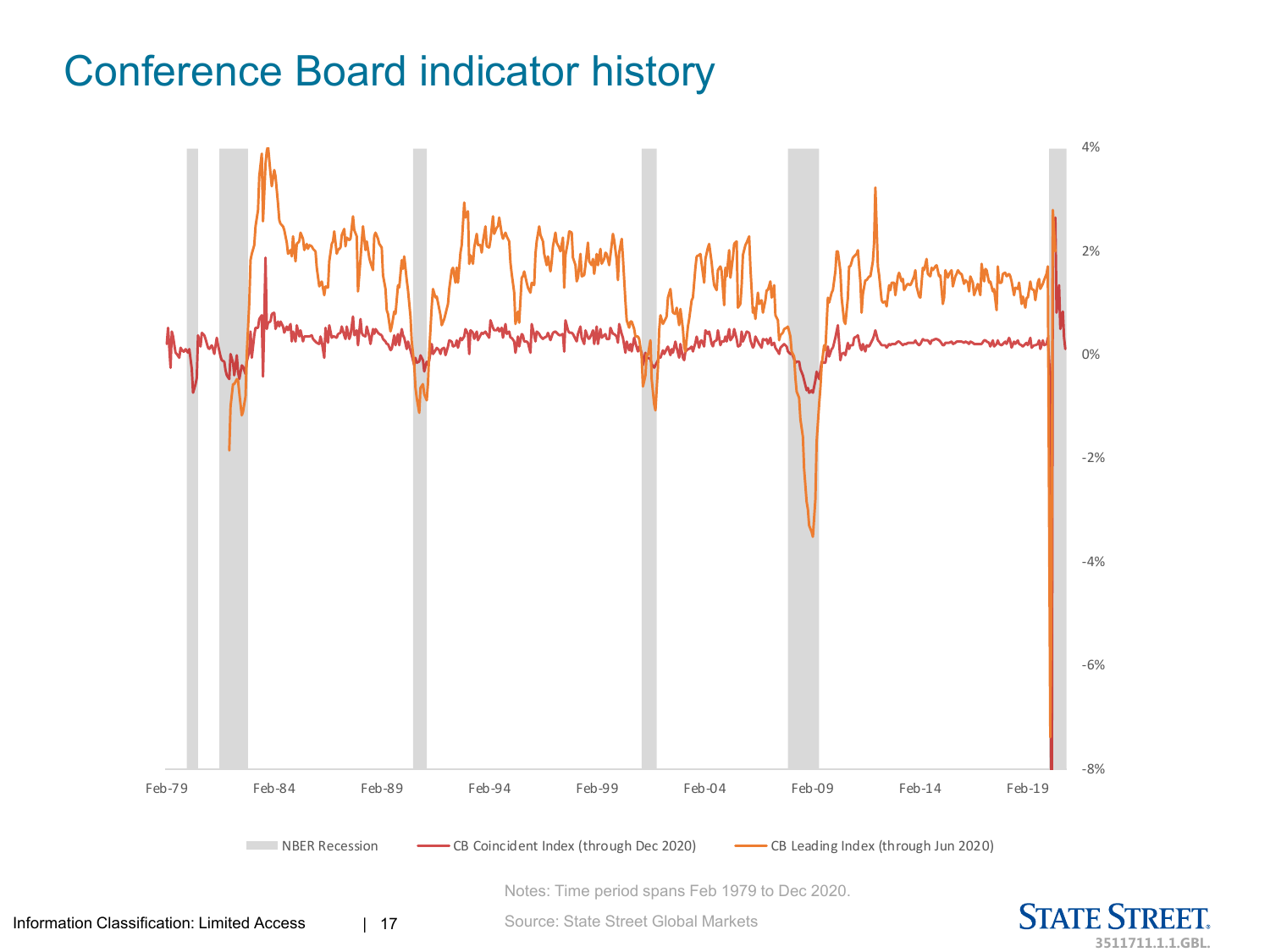# Conference Board indicator history

Notes: Time period spans Feb 1979 to Dec 2020.

Source: State Street Global Markets

Information Classification: Limited Access

3511711.1.1.GBL.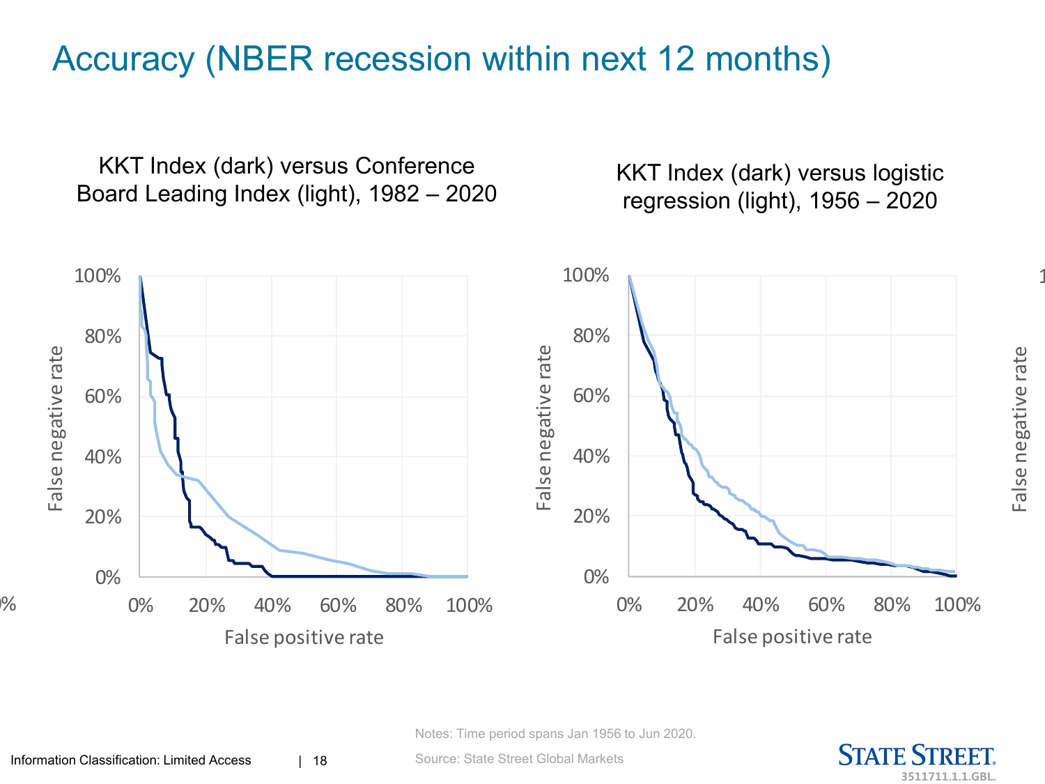# Accuracy (NBER recession within next 12 months)

KKT Index (dark) versus Conference Board Leading Index (light), 1982 – 2020

KKT Index (dark) versus logistic regression (light), 1956 – 2020

Notes: Time period spans Jan 1956 to Jun 2020.

Source: State Street Global Markets

Information Classification: Limited Access

3511711.1.1.GBL.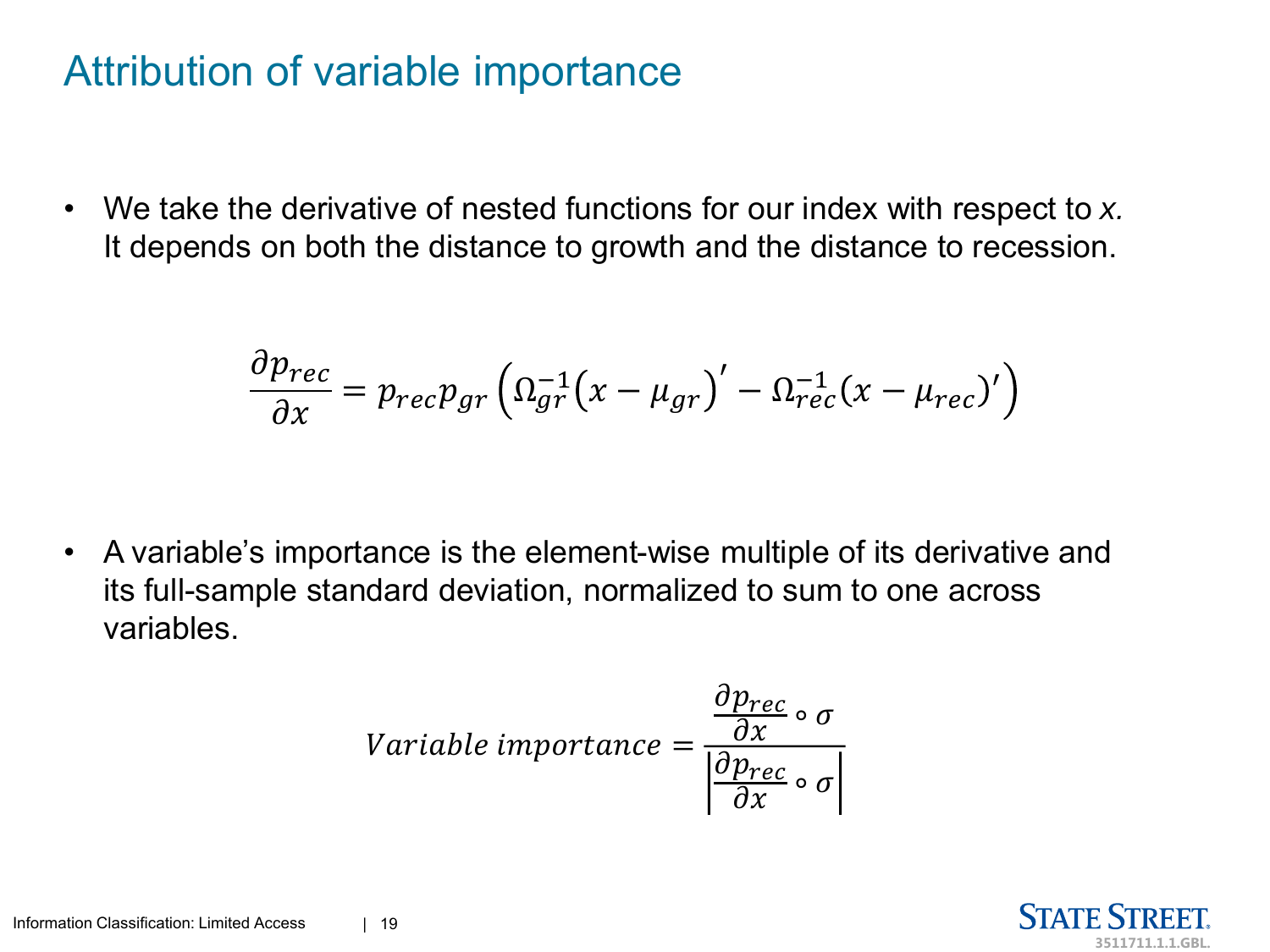# Attribution of variable importance

- We take the derivative of nested functions for our index with respect to *x.* It depends on both the distance to growth and the distance to recession.

$$\frac{\partial p_{rec}}{\partial x} = p_{rec} p_{gr} \left( \Omega_{gr}^{-1} \left( x - \mu_{gr} \right)' - \Omega_{rec}^{-1} (x - \mu_{rec})' \right)$$

- A variable's importance is the element-wise multiple of its derivative and its full-sample standard deviation, normalized to sum to one across variables.

$$Variable\ importance = \frac{\frac{\partial p_{rec}}{\partial x} \circ \sigma}{\left| \frac{\partial p_{rec}}{\partial x} \circ \sigma \right|}$$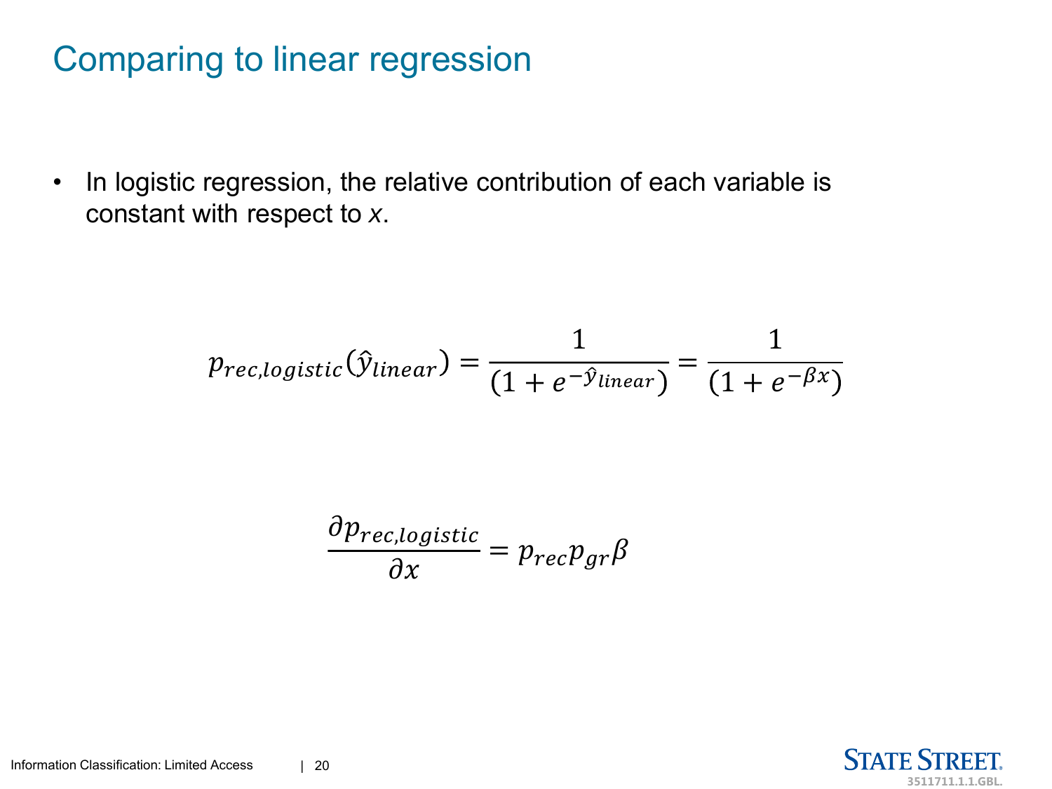# Comparing to linear regression

- In logistic regression, the relative contribution of each variable is constant with respect to *x*.

$$p_{rec,logistic}(\hat{y}_{linear}) = \frac{1}{(1 + e^{-\hat{y}_{linear}})} = \frac{1}{(1 + e^{-\beta x})}$$

$$\frac{\partial p_{rec,logistic}}{\partial x} = p_{rec} p_{gr} \beta$$

Information Classification: Limited Access

3511711.1.1.GBL.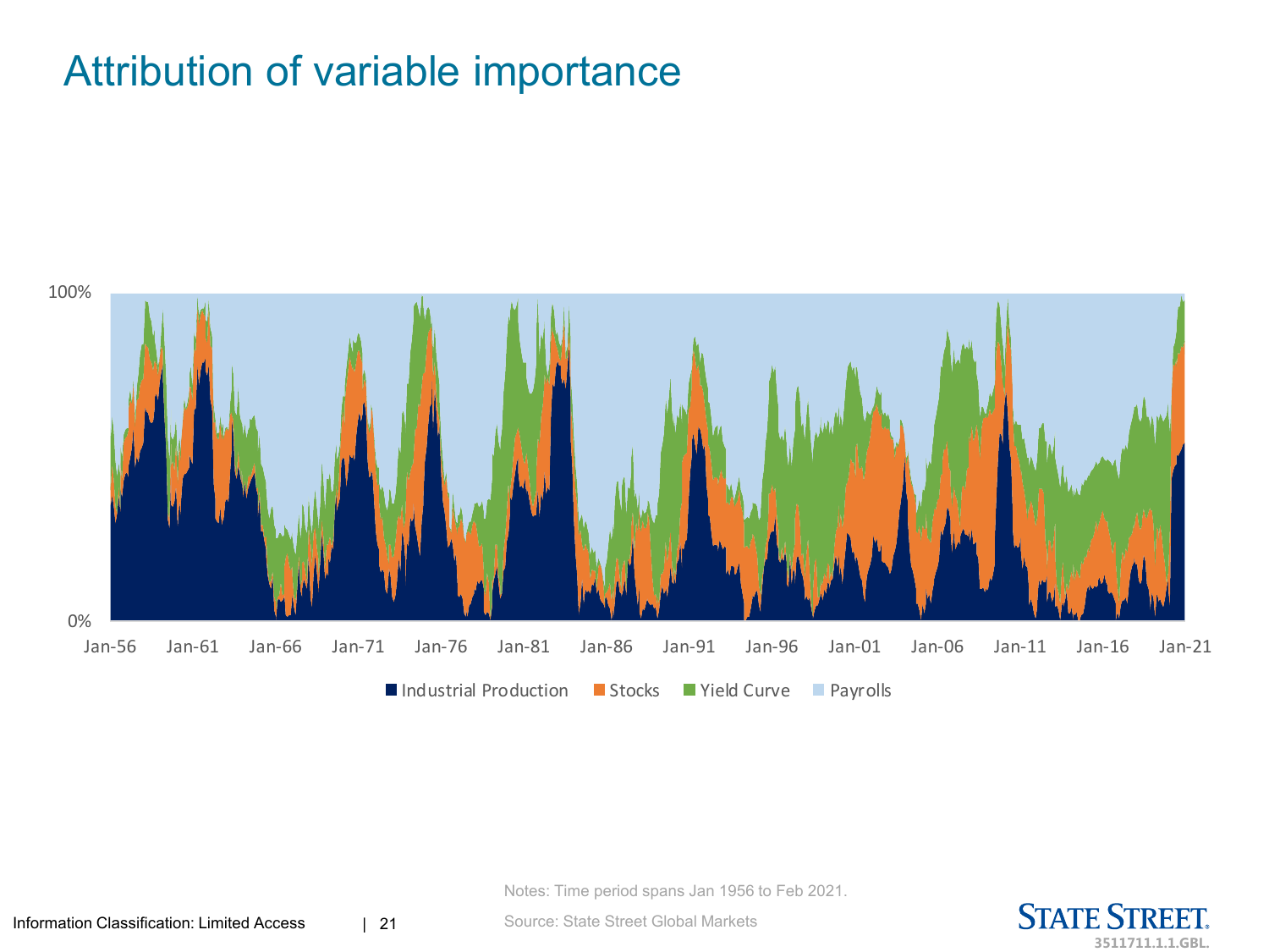# Attribution of variable importance

Industrial Production | Stocks | Yield Curve | Payrolls

Notes: Time period spans Jan 1956 to Feb 2021.

Source: State Street Global Markets

Information Classification: Limited Access

3511711.1.1.GBL.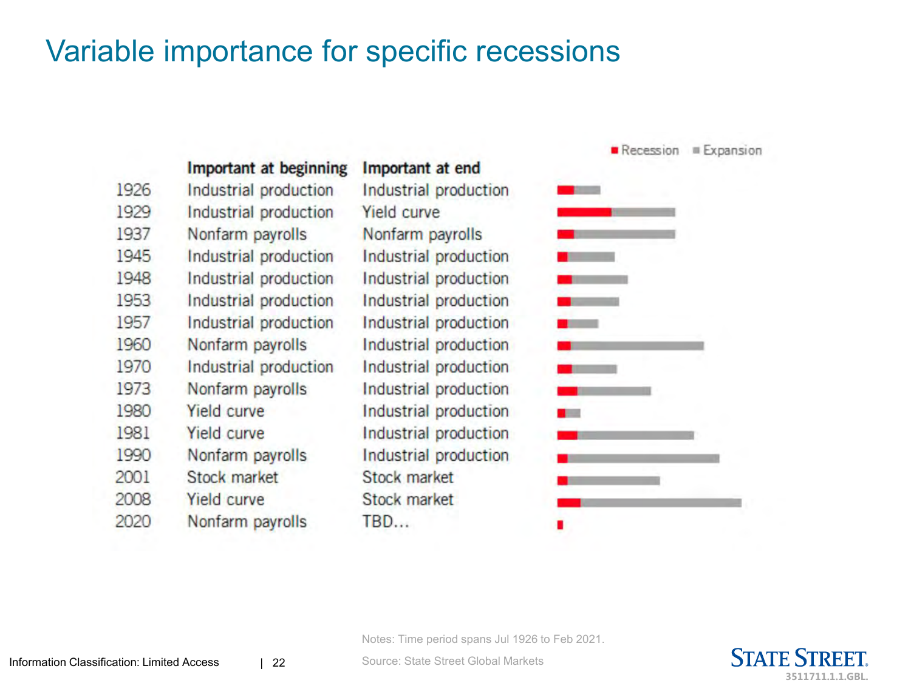# Variable importance for specific recessions

| | Important at beginning | Important at end |
|---|---|---|
| 1926 | Industrial production | Industrial production |
| 1929 | Industrial production | Yield curve |
| 1937 | Nonfarm payrolls | Nonfarm payrolls |
| 1945 | Industrial production | Industrial production |
| 1948 | Industrial production | Industrial production |
| 1953 | Industrial production | Industrial production |
| 1957 | Industrial production | Industrial production |
| 1960 | Nonfarm payrolls | Industrial production |
| 1970 | Industrial production | Industrial production |
| 1973 | Nonfarm payrolls | Industrial production |
| 1980 | Yield curve | Industrial production |
| 1981 | Yield curve | Industrial production |
| 1990 | Nonfarm payrolls | Industrial production |
| 2001 | Stock market | Stock market |
| 2008 | Yield curve | Stock market |
| 2020 | Nonfarm payrolls | TBD... |

Recession ■ Expansion ■

Notes: Time period spans Jul 1926 to Feb 2021.

Source: State Street Global Markets

Information Classification: Limited Access

3511711.1.1.GBL.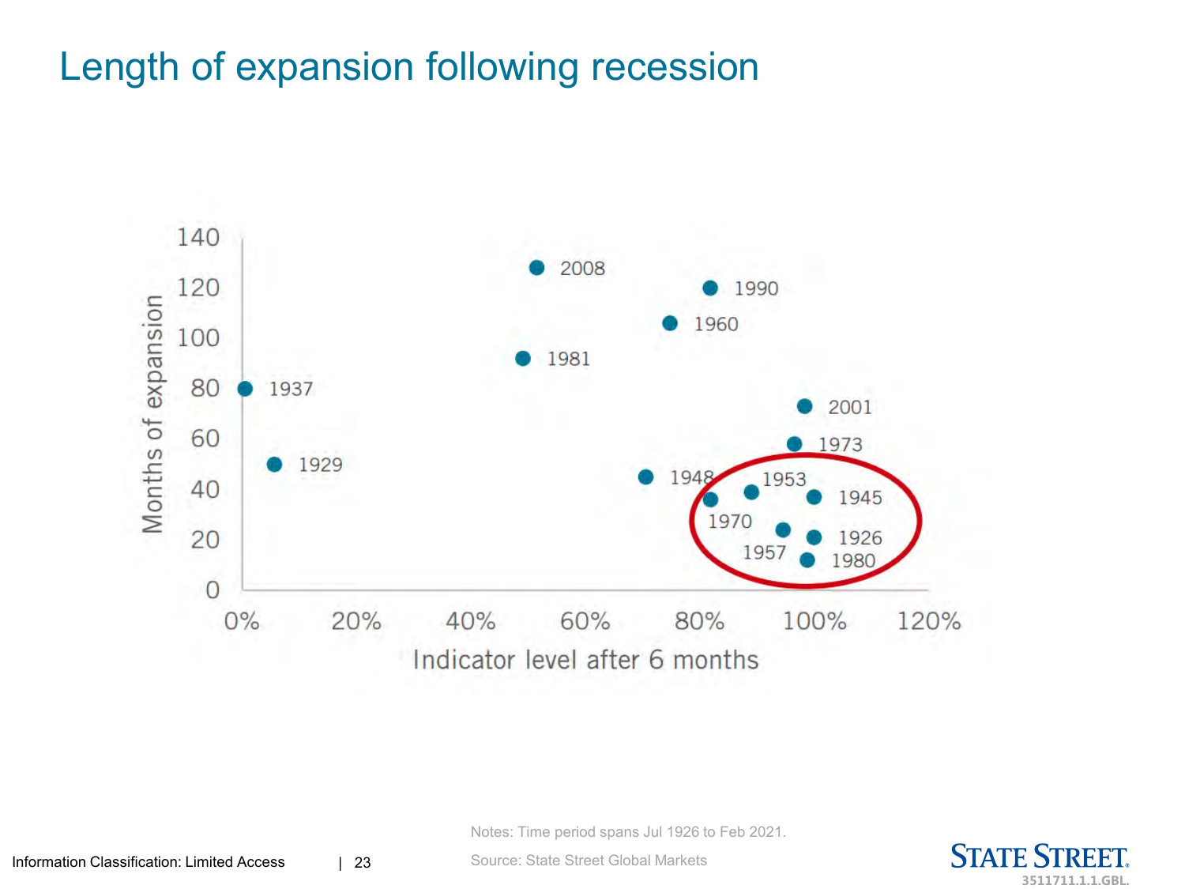# Length of expansion following recession

Notes: Time period spans Jul 1926 to Feb 2021.

Source: State Street Global Markets

Information Classification: Limited Access

3511711.1.1.GBL.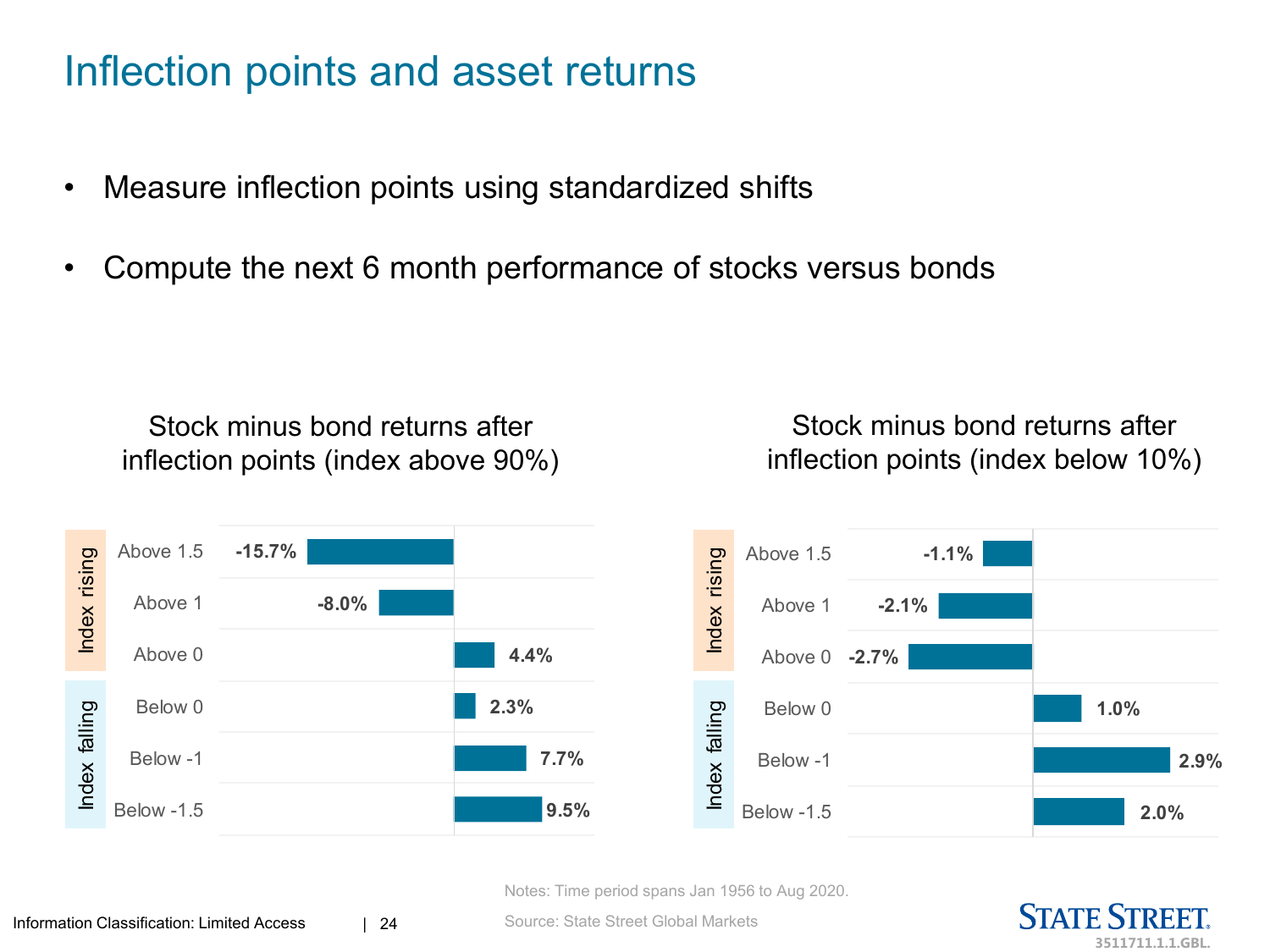# Inflection points and asset returns

- Measure inflection points using standardized shifts
- Compute the next 6 month performance of stocks versus bonds

**Stock minus bond returns after inflection points (index above 90%)**

| | | Return |
|---|---|---|
| Index rising | Above 1.5 | -15.7% |
| | Above 1 | -8.0% |
| | Above 0 | 4.4% |
| Index falling | Below 0 | 2.3% |
| | Below -1 | 7.7% |
| | Below -1.5 | 9.5% |

**Stock minus bond returns after inflection points (index below 10%)**

| | | Return |
|---|---|---|
| Index rising | Above 1.5 | -1.1% |
| | Above 1 | -2.1% |
| | Above 0 | -2.7% |
| Index falling | Below 0 | 1.0% |
| | Below -1 | 2.9% |
| | Below -1.5 | 2.0% |

Notes: Time period spans Jan 1956 to Aug 2020.

Source: State Street Global Markets

Information Classification: Limited Access

STATE STREET. 3511711.1.1.GBL.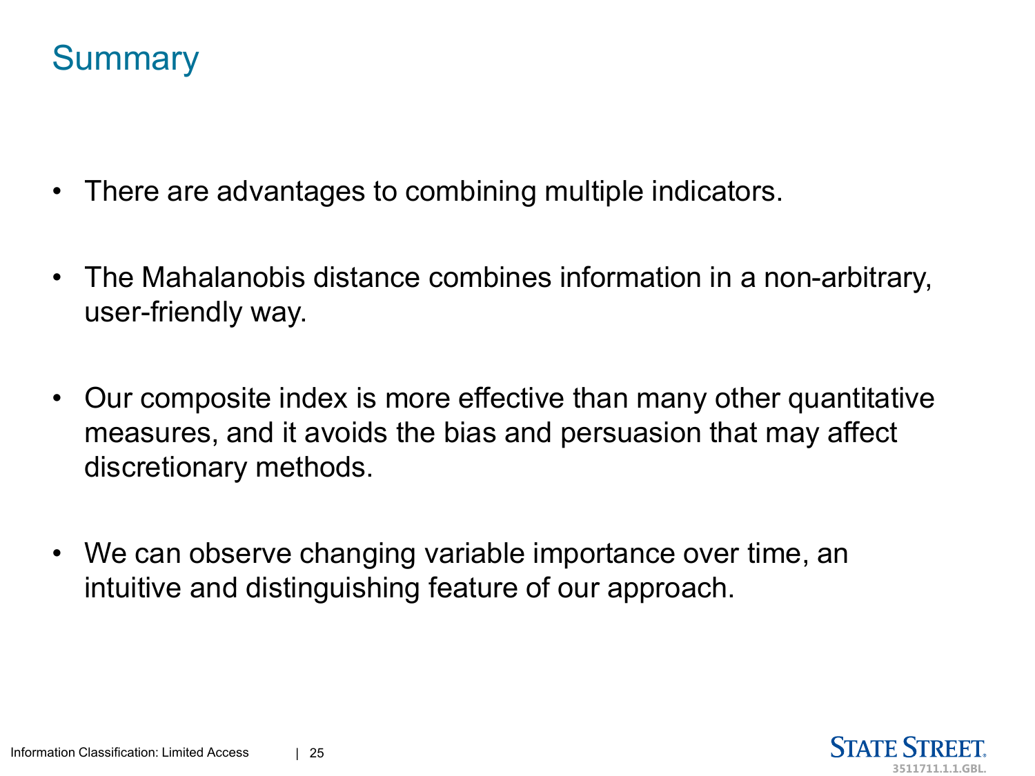# Summary

- There are advantages to combining multiple indicators.
- The Mahalanobis distance combines information in a non-arbitrary, user-friendly way.
- Our composite index is more effective than many other quantitative measures, and it avoids the bias and persuasion that may affect discretionary methods.
- We can observe changing variable importance over time, an intuitive and distinguishing feature of our approach.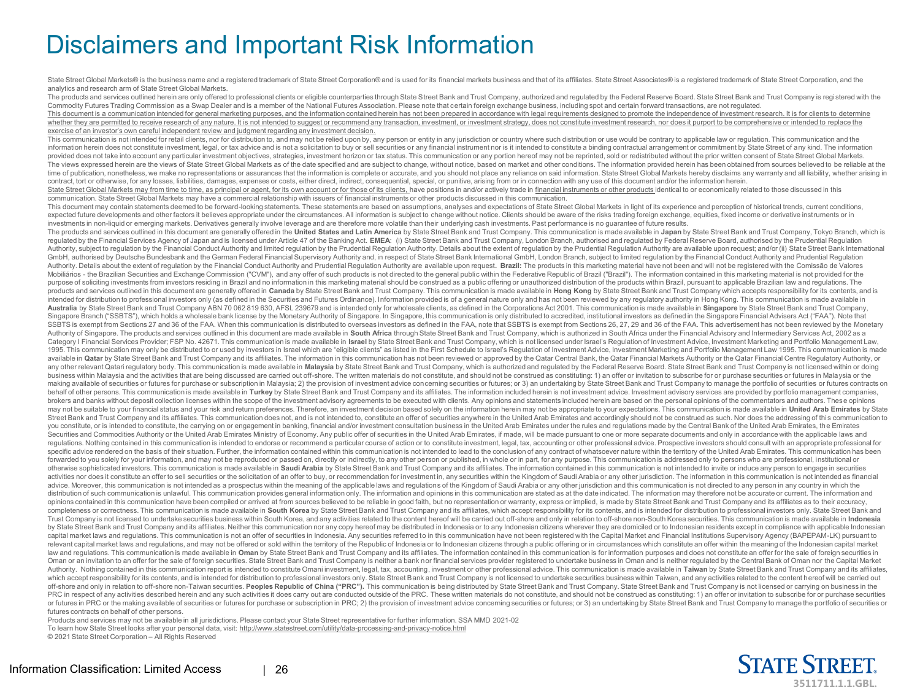# Disclaimers and Important Risk Information

State Street Global Markets® is the business name and a registered trademark of State Street Corporation® and is used for its financial markets business and that of its affiliates. State Street Associates® is a registered trademark of State Street Corporation, and the analytics and research arm of State Street Global Markets.

The products and services outlined herein are only offered to professional clients or eligible counterparties through State Street Bank and Trust Company, authorized and regulated by the Federal Reserve Board. State Street Bank and Trust Company is registered with the Commodity Futures Trading Commission as a Swap Dealer and is a member of the National Futures Association. Please note that certain foreign exchange business, including spot and certain forward transactions, are not regulated.

This document is a communication intended for general marketing purposes, and the information contained herein has not been prepared in accordance with legal requirements designed to promote the independence of investment research. It is for clients to determine whether they are permitted to receive research of any nature. It is not intended to suggest or recommend any transaction, investment, or investment strategy, does not constitute investment research, nor does it purport to be comprehensive or intended to replace the exercise of an investor's own careful independent review and judgment regarding any investment decision.

This communication is not intended for retail clients, nor for distribution to, and may not be relied upon by, any person or entity in any jurisdiction or country where such distribution or use would be contrary to applicable law or regulation. This communication and the information herein does not constitute investment, legal, or tax advice and is not a solicitation to buy or sell securities or any financial instrument nor is it intended to constitute a binding contractual arrangement or commitment by State Street of any kind. The information provided does not take into account any particular investment objectives, strategies, investment horizon or tax status. This communication or any portion hereof may not be reprinted, sold or redistributed without the prior written consent of State Street Global Markets.

The views expressed herein are the views of State Street Global Markets as of the date specified and are subject to change, without notice, based on market and other conditions. The information provided herein has been obtained from sources believed to be reliable at the time of publication, nonetheless, we make no representations or assurances that the information is complete or accurate, and you should not place any reliance on said information. State Street Global Markets hereby disclaims any warranty and all liability, whether arising in contract, tort or otherwise, for any losses, liabilities, damages, expenses or costs, either direct, indirect, consequential, special, or punitive, arising from or in connection with any use of this document and/or the information herein.

State Street Global Markets may from time to time, as principal or agent, for its own account or for those of its clients, have positions in and/or actively trade in financial instruments or other products identical to or economically related to those discussed in this communication. State Street Global Markets may have a commercial relationship with issuers of financial instruments or other products discussed in this communication.

This document may contain statements deemed to be forward-looking statements. These statements are based on assumptions, analyses and expectations of State Street Global Markets in light of its experience and perception of historical trends, current conditions, expected future developments and other factors it believes appropriate under the circumstances. All information is subject to change without notice. Clients should be aware of the risks trading foreign exchange, equities, fixed income or derivative instruments or in investments in non-liquid or emerging markets. Derivatives generally involve leverage and are therefore more volatile than their underlying cash investments. Past performance is no guarantee of future results.

The products and services outlined in this document are generally offered in the **United States and Latin America** by State Street Bank and Trust Company. This communication is made available in **Japan** by State Street Bank and Trust Company, Tokyo Branch, which is regulated by the Financial Services Agency of Japan and is licensed under Article 47 of the Banking Act. **EMEA**: (i) State Street Bank and Trust Company, London Branch, authorised and regulated by Federal Reserve Board, authorised by the Prudential Regulation Authority, subject to regulation by the Financial Conduct Authority and limited regulation by the Prudential Regulation Authority. Details about the extent of regulation by the Prudential Regulation Authority are available upon request; and/or (ii) State Street Bank International GmbH, authorised by Deutsche Bundesbank and the German Federal Financial Supervisory Authority and, in respect of State Street Bank International GmbH, London Branch, subject to limited regulation by the Financial Conduct Authority and Prudential Regulation Authority. Details about the extent of regulation by the Financial Conduct Authority and Prudential Regulation Authority are available upon request. **Brazil:** The products in this marketing material have not been and will not be registered with the Comissão de Valores Mobiliários - the Brazilian Securities and Exchange Commission ("CVM"), and any offer of such products is not directed to the general public within the Federative Republic of Brazil ("Brazil"). The information contained in this marketing material is not provided for the purpose of soliciting investments from investors residing in Brazil and no information in this marketing material should be construed as a public offering or unauthorized distribution of the products within Brazil, pursuant to applicable Brazilian law and regulations. The products and services outlined in this document are generally offered in **Canada** by State Street Bank and Trust Company. This communication is made available in **Hong Kong** by State Street Bank and Trust Company which accepts responsibility for its contents, and is intended for distribution to professional investors only (as defined in the Securities and Futures Ordinance). Information provided is of a general nature only and has not been reviewed by any regulatory authority in Hong Kong. This communication is made available in **Australia** by State Street Bank and Trust Company ABN 70 062 819 630, AFSL 239679 and is intended only for wholesale clients, as defined in the Corporations Act 2001. This communication is made available in **Singapore** by State Street Bank and Trust Company, Singapore Branch ("SSBTS"), which holds a wholesale bank license by the Monetary Authority of Singapore. In Singapore, this communication is only distributed to accredited, institutional investors as defined in the Singapore Financial Advisers Act ("FAA"). Note that SSBTS is exempt from Sections 27 and 36 of the FAA. When this communication is distributed to overseas investors as defined in the FAA, note that SSBTS is exempt from Sections 26, 27, 29 and 36 of the FAA. This advertisement has not been reviewed by the Monetary Authority of Singapore. The products and services outlined in this document are made available in **South Africa** through State Street Bank and Trust Company, which is authorized in South Africa under the Financial Advisory and Intermediary Services Act, 2002 as a Category I Financial Services Provider; FSP No. 42671. This communication is made available in **Israel** by State Street Bank and Trust Company, which is not licensed under Israel's Regulation of Investment Advice, Investment Marketing and Portfolio Management Law, 1995. This communication may only be distributed to or used by investors in Israel which are "eligible clients" as listed in the First Schedule to Israel's Regulation of Investment Advice, Investment Marketing and Portfolio Management Law 1995. This communication is made available in **Qatar** by State Street Bank and Trust Company and its affiliates. The information in this communication has not been reviewed or approved by the Qatar Central Bank, the Qatar Financial Markets Authority or the Qatar Financial Centre Regulatory Authority, or any other relevant Qatari regulatory body. This communication is made available in **Malaysia** by State Street Bank and Trust Company, which is authorized and regulated by the Federal Reserve Board. State Street Bank and Trust Company is not licensed within or doing business within Malaysia and the activities that are being discussed are carried out off-shore. The written materials do not constitute, and should not be construed as constituting: 1) an offer or invitation to subscribe for or purchase securities or futures in Malaysia or the making available of securities or futures for purchase or subscription in Malaysia; 2) the provision of investment advice concerning securities or futures; or 3) an undertaking by State Street Bank and Trust Company to manage the portfolio of securities or futures contracts on behalf of other persons. This communication is made available in **Turkey** by State Street Bank and Trust Company and its affiliates. The information included herein is not investment advice. Investment advisory services are provided by portfolio management companies, brokers and banks without deposit collection licenses within the scope of the investment advisory agreements to be executed with clients. Any opinions and statements included herein are based on the personal opinions of the commentators and authors. These opinions may not be suitable to your financial status and your risk and return preferences. Therefore, an investment decision based solely on the information herein may not be appropriate to your expectations. This communication is made available in **United Arab Emirates** by State Street Bank and Trust Company and its affiliates. This communication does not, and is not intended to, constitute an offer of securities anywhere in the United Arab Emirates and accordingly should not be construed as such. Nor does the addressing of this communication to you constitute, or is intended to constitute, the carrying on or engagement in banking, financial and/or investment consultation business in the United Arab Emirates under the rules and regulations made by the Central Bank of the United Arab Emirates, the Emirates Securities and Commodities Authority or the United Arab Emirates Ministry of Economy. Any public offer of securities in the United Arab Emirates, if made, will be made pursuant to one or more separate documents and only in accordance with the applicable laws and regulations. Nothing contained in this communication is intended to endorse or recommend a particular course of action or to constitute investment, legal, tax, accounting or other professional advice. Prospective investors should consult with an appropriate professional for specific advice rendered on the basis of their situation. Further, the information contained within this communication is not intended to lead to the conclusion of any contract of whatsoever nature within the territory of the United Arab Emirates. This communication has been forwarded to you solely for your information, and may not be reproduced or passed on, directly or indirectly, to any other person or published, in whole or in part, for any purpose. This communication is addressed only to persons who are professional, institutional or otherwise sophisticated investors. This communication is made available in **Saudi Arabia** by State Street Bank and Trust Company and its affiliates. The information contained in this communication is not intended to invite or induce any person to engage in securities activities nor does it constitute an offer to sell securities or the solicitation of an offer to buy, or recommendation for investment in, any securities within the Kingdom of Saudi Arabia or any other jurisdiction. The information in this communication is not intended as financial advice. Moreover, this communication is not intended as a prospectus within the meaning of the applicable laws and regulations of the Kingdom of Saudi Arabia or any other jurisdiction and this communication is not directed to any person in any country in which the distribution of such communication is unlawful. This communication provides general information only. The information and opinions in this communication are stated as at the date indicated. The information may therefore not be accurate or current. The information and opinions contained in this communication have been compiled or arrived at from sources believed to be reliable in good faith, but no representation or warranty, express or implied, is made by State Street Bank and Trust Company and its affiliates as to their accuracy, completeness or correctness. This communication is made available in **South Korea** by State Street Bank and Trust Company and its affiliates, which accept responsibility for its contents, and is intended for distribution to professional investors only. State Street Bank and Trust Company is not licensed to undertake securities business within South Korea, and any activities related to the content hereof will be carried out off-shore and only in relation to off-shore non-South Korea securities. This communication is made available in **Indonesia** by State Street Bank and Trust Company and its affiliates. Neither this communication nor any copy hereof may be distributed in Indonesia or to any Indonesian citizens wherever they are domiciled or to Indonesian residents except in compliance with applicable Indonesian capital market laws and regulations. This communication is not an offer of securities in Indonesia. Any securities referred to in this communication have not been registered with the Capital Market and Financial Institutions Supervisory Agency (BAPEPAM-LK) pursuant to relevant capital market laws and regulations, and may not be offered or sold within the territory of the Republic of Indonesia or to Indonesian citizens through a public offering or in circumstances which constitute an offer within the meaning of the Indonesian capital market law and regulations. This communication is made available in **Oman** by State Street Bank and Trust Company and its affiliates. The information contained in this communication is for information purposes and does not constitute an offer for the sale of foreign securities in Oman or an invitation to an offer for the sale of foreign securities. State Street Bank and Trust Company is neither a bank nor financial services provider registered to undertake business in Oman and is neither regulated by the Central Bank of Oman nor the Capital Market Authority. Nothing contained in this communication report is intended to constitute Omani investment, legal, tax, accounting, investment or other professional advice. This communication is made available in **Taiwan** by State Street Bank and Trust Company and its affiliates, which accept responsibility for its contents, and is intended for distribution to professional investors only. State Street Bank and Trust Company is not licensed to undertake securities business within Taiwan, and any activities related to the content hereof will be carried out off-shore and only in relation to off-shore non-Taiwan securities. **Peoples Republic of China ("PRC").** This communication is being distributed by State Street Bank and Trust Company. State Street Bank and Trust Company is not licensed or carrying on business in the PRC in respect of any activities described herein and any such activities it does carry out are conducted outside of the PRC. These written materials do not constitute, and should not be construed as constituting: 1) an offer or invitation to subscribe for or purchase securities or futures in PRC or the making available of securities or futures for purchase or subscription in PRC; 2) the provision of investment advice concerning securities or futures; or 3) an undertaking by State Street Bank and Trust Company to manage the portfolio of securities or futures contracts on behalf of other persons.

Products and services may not be available in all jurisdictions. Please contact your State Street representative for further information. SSA MMD 2021-02

To learn how State Street looks after your personal data, visit: http://www.statestreet.com/utility/data-processing-and-privacy-notice.html

© 2021 State Street Corporation – All Rights Reserved

Information Classification: Limited Access

STATE STREET.

3511711.1.1.GBL.